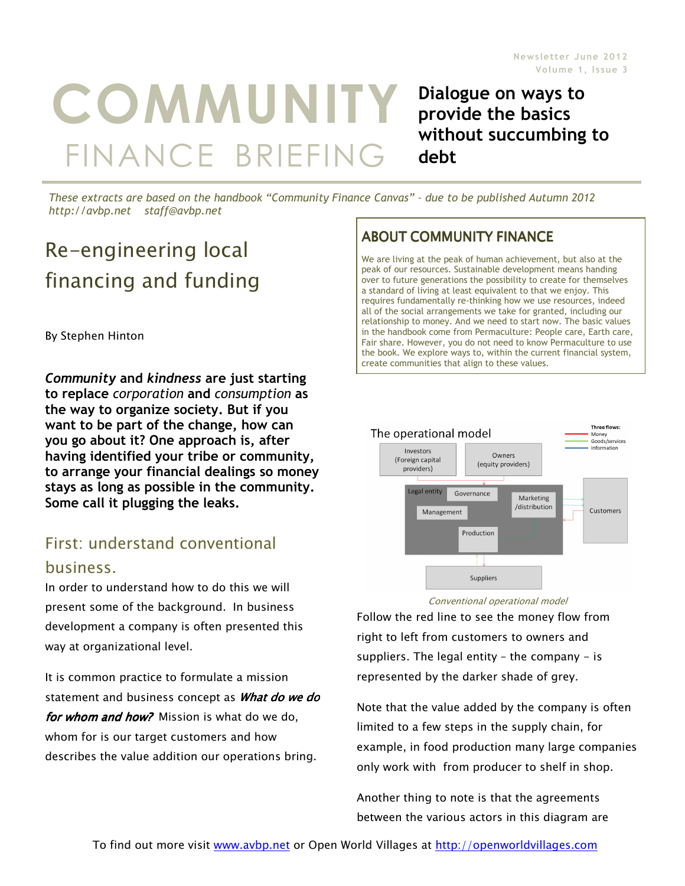Newsletter June 2012
Volume 1, Issue 3

# COMMUNITY FINANCE BRIEFING

**Dialogue on ways to provide the basics without succumbing to debt**

*These extracts are based on the handbook "Community Finance Canvas" – due to be published Autumn 2012 http://avbp.net staff@avbp.net*

## Re-engineering local financing and funding

By Stephen Hinton

***Community* and *kindness* are just starting to replace *corporation* and *consumption* as the way to organize society. But if you want to be part of the change, how can you go about it? One approach is, after having identified your tribe or community, to arrange your financial dealings so money stays as long as possible in the community. Some call it plugging the leaks.**

### First: understand conventional business.

In order to understand how to do this we will present some of the background. In business development a company is often presented this way at organizational level.

It is common practice to formulate a mission statement and business concept as ***What do we do for whom and how?*** Mission is what do we do, whom for is our target customers and how describes the value addition our operations bring.

### ABOUT COMMUNITY FINANCE

We are living at the peak of human achievement, but also at the peak of our resources. Sustainable development means handing over to future generations the possibility to create for themselves a standard of living at least equivalent to that we enjoy. This requires fundamentally re-thinking how we use resources, indeed all of the social arrangements we take for granted, including our relationship to money. And we need to start now. The basic values in the handbook come from Permaculture: People care, Earth care, Fair share. However, you do not need to know Permaculture to use the book. We explore ways to, within the current financial system, create communities that align to these values.

The operational model

Three flows: Money, Goods/services, Information

Investors (Foreign capital providers) | Owners (equity providers) | Legal entity | Governance | Management | Marketing /distribution | Production | Customers | Suppliers

*Conventional operational model*

Follow the red line to see the money flow from right to left from customers to owners and suppliers. The legal entity – the company – is represented by the darker shade of grey.

Note that the value added by the company is often limited to a few steps in the supply chain, for example, in food production many large companies only work with from producer to shelf in shop.

Another thing to note is that the agreements between the various actors in this diagram are

To find out more visit www.avbp.net or Open World Villages at http://openworldvillages.com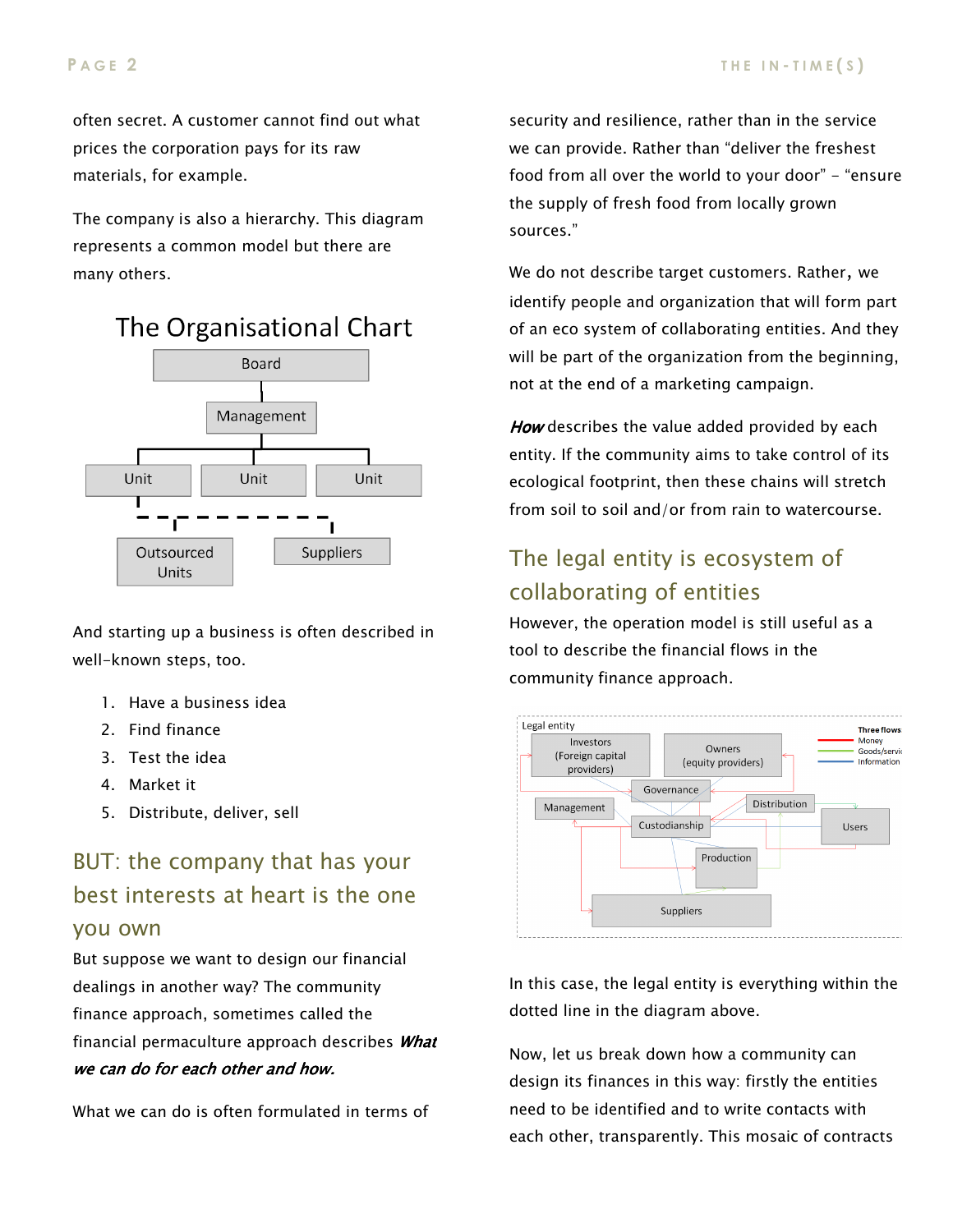often secret. A customer cannot find out what prices the corporation pays for its raw materials, for example.

The company is also a hierarchy. This diagram represents a common model but there are many others.

The Organisational Chart

Board

Management

Unit Unit Unit

Outsourced Units

Suppliers

And starting up a business is often described in well-known steps, too.

1. Have a business idea
2. Find finance
3. Test the idea
4. Market it
5. Distribute, deliver, sell

## BUT: the company that has your best interests at heart is the one you own

But suppose we want to design our financial dealings in another way? The community finance approach, sometimes called the financial permaculture approach describes ***What we can do for each other and how.***

What we can do is often formulated in terms of security and resilience, rather than in the service we can provide. Rather than "deliver the freshest food from all over the world to your door" – "ensure the supply of fresh food from locally grown sources."

We do not describe target customers. Rather, we identify people and organization that will form part of an eco system of collaborating entities. And they will be part of the organization from the beginning, not at the end of a marketing campaign.

***How*** describes the value added provided by each entity. If the community aims to take control of its ecological footprint, then these chains will stretch from soil to soil and/or from rain to watercourse.

## The legal entity is ecosystem of collaborating of entities

However, the operation model is still useful as a tool to describe the financial flows in the community finance approach.

Legal entity

Investors (Foreign capital providers)

Owners (equity providers)

Three flows: Money, Goods/servi..., Information

Governance

Management

Distribution

Custodianship

Users

Production

Suppliers

In this case, the legal entity is everything within the dotted line in the diagram above.

Now, let us break down how a community can design its finances in this way: firstly the entities need to be identified and to write contacts with each other, transparently. This mosaic of contracts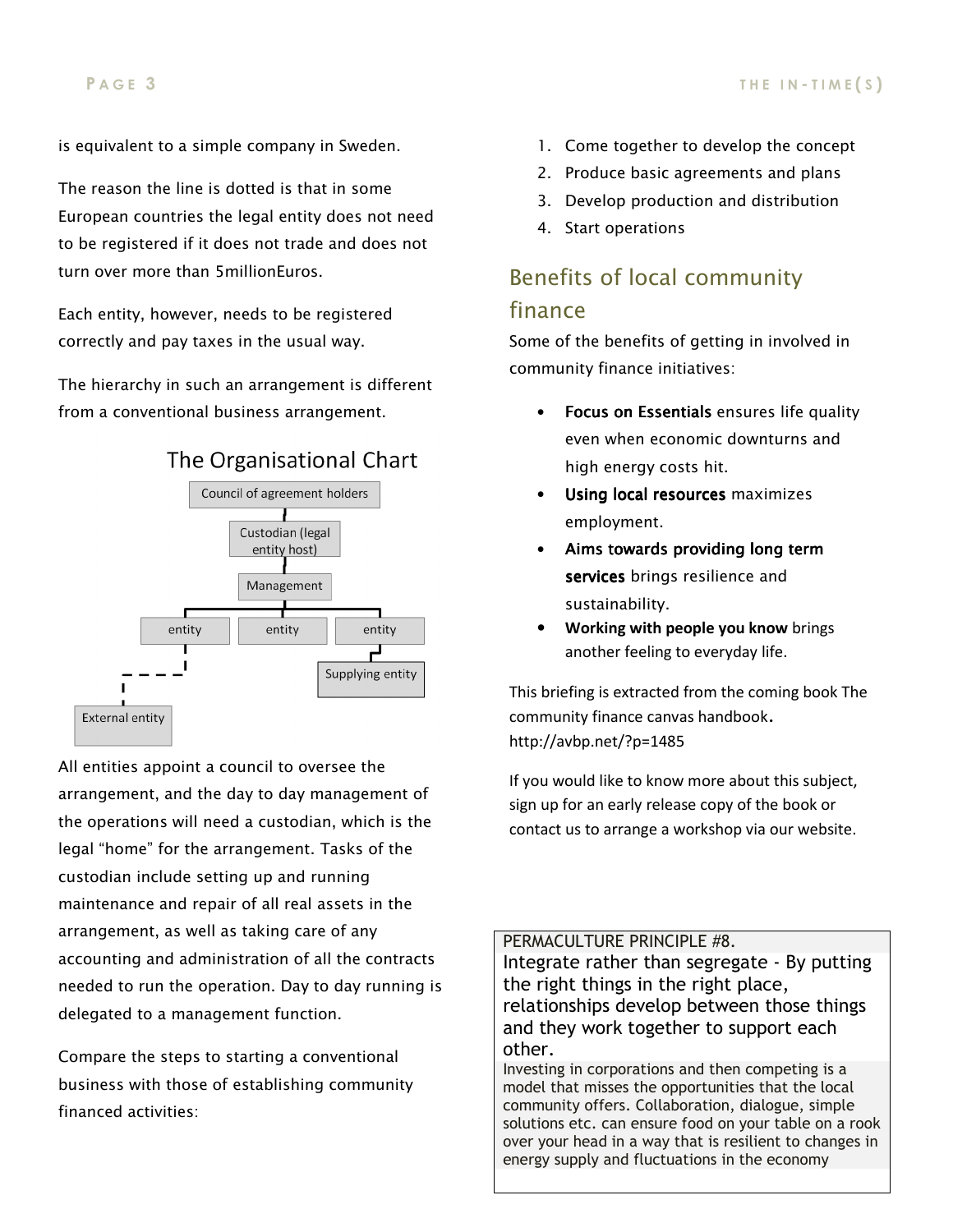is equivalent to a simple company in Sweden.

The reason the line is dotted is that in some European countries the legal entity does not need to be registered if it does not trade and does not turn over more than 5millionEuros.

Each entity, however, needs to be registered correctly and pay taxes in the usual way.

The hierarchy in such an arrangement is different from a conventional business arrangement.

The Organisational Chart

Council of agreement holders

Custodian (legal entity host)

Management

entity

entity

entity

Supplying entity

External entity

All entities appoint a council to oversee the arrangement, and the day to day management of the operations will need a custodian, which is the legal "home" for the arrangement. Tasks of the custodian include setting up and running maintenance and repair of all real assets in the arrangement, as well as taking care of any accounting and administration of all the contracts needed to run the operation. Day to day running is delegated to a management function.

Compare the steps to starting a conventional business with those of establishing community financed activities:

1. Come together to develop the concept
2. Produce basic agreements and plans
3. Develop production and distribution
4. Start operations

## Benefits of local community finance

Some of the benefits of getting in involved in community finance initiatives:

- **Focus on Essentials** ensures life quality even when economic downturns and high energy costs hit.
- **Using local resources** maximizes employment.
- **Aims towards providing long term services** brings resilience and sustainability.
- **Working with people you know** brings another feeling to everyday life.

This briefing is extracted from the coming book The community finance canvas handbook. http://avbp.net/?p=1485

If you would like to know more about this subject, sign up for an early release copy of the book or contact us to arrange a workshop via our website.

PERMACULTURE PRINCIPLE #8.

Integrate rather than segregate - By putting the right things in the right place, relationships develop between those things and they work together to support each other.

Investing in corporations and then competing is a model that misses the opportunities that the local community offers. Collaboration, dialogue, simple solutions etc. can ensure food on your table on a rook over your head in a way that is resilient to changes in energy supply and fluctuations in the economy